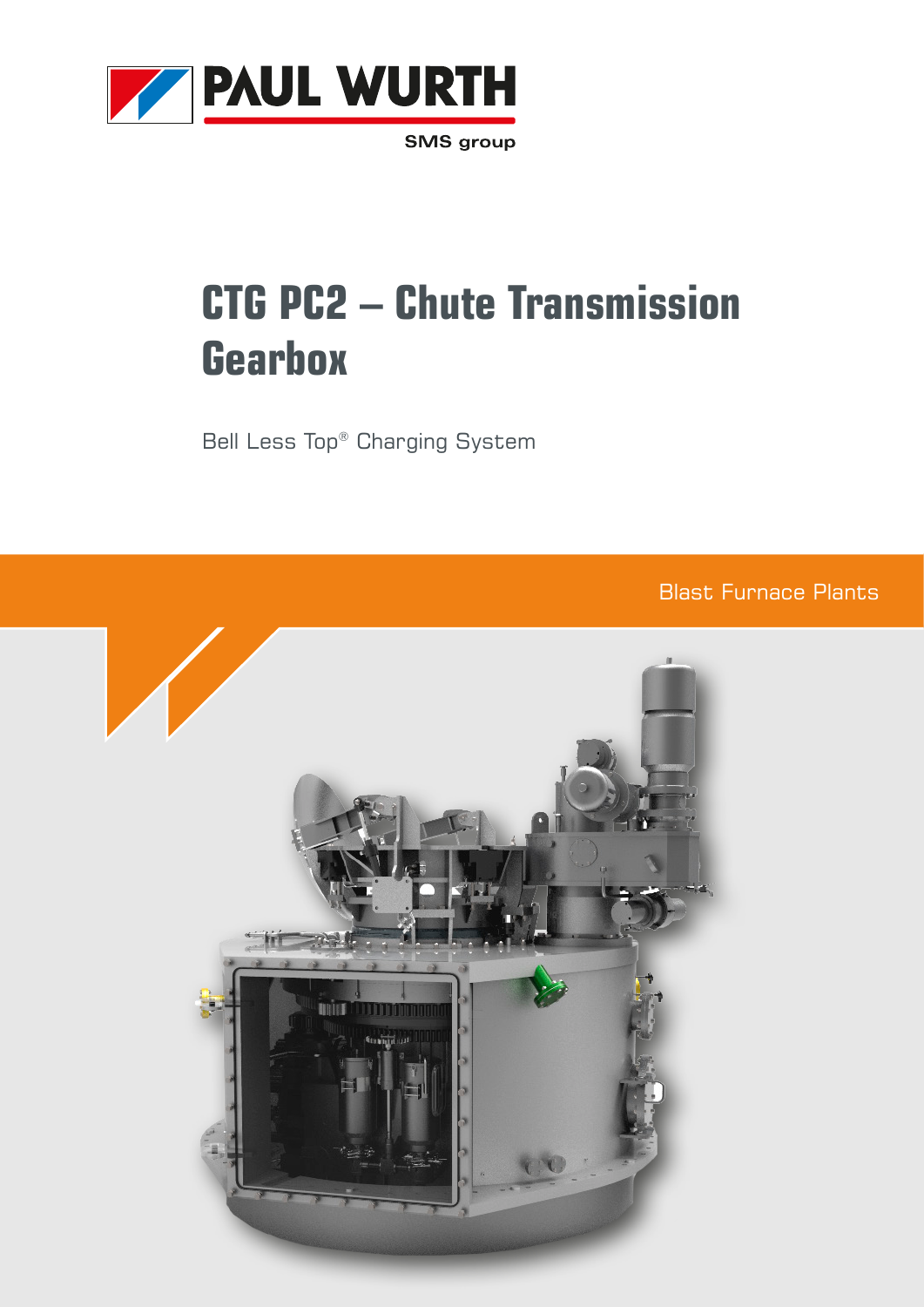PAUL WURTH

SMS group

# CTG PC2 – Chute Transmission Gearbox

Bell Less Top® Charging System

Blast Furnace Plants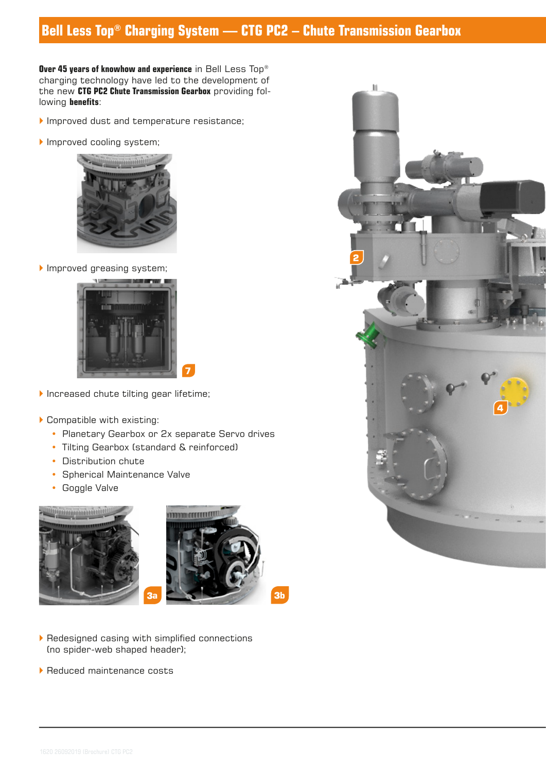# Bell Less Top® Charging System — CTG PC2 – Chute Transmission Gearbox

**Over 45 years of knowhow and experience** in Bell Less Top® charging technology have led to the development of the new **CTG PC2 Chute Transmission Gearbox** providing following **benefits**:

- Improved dust and temperature resistance;
- Improved cooling system;
- Improved greasing system;
- Increased chute tilting gear lifetime;
- Compatible with existing:
  - Planetary Gearbox or 2x separate Servo drives
  - Tilting Gearbox (standard & reinforced)
  - Distribution chute
  - Spherical Maintenance Valve
  - Goggle Valve
- Redesigned casing with simplified connections (no spider-web shaped header);
- Reduced maintenance costs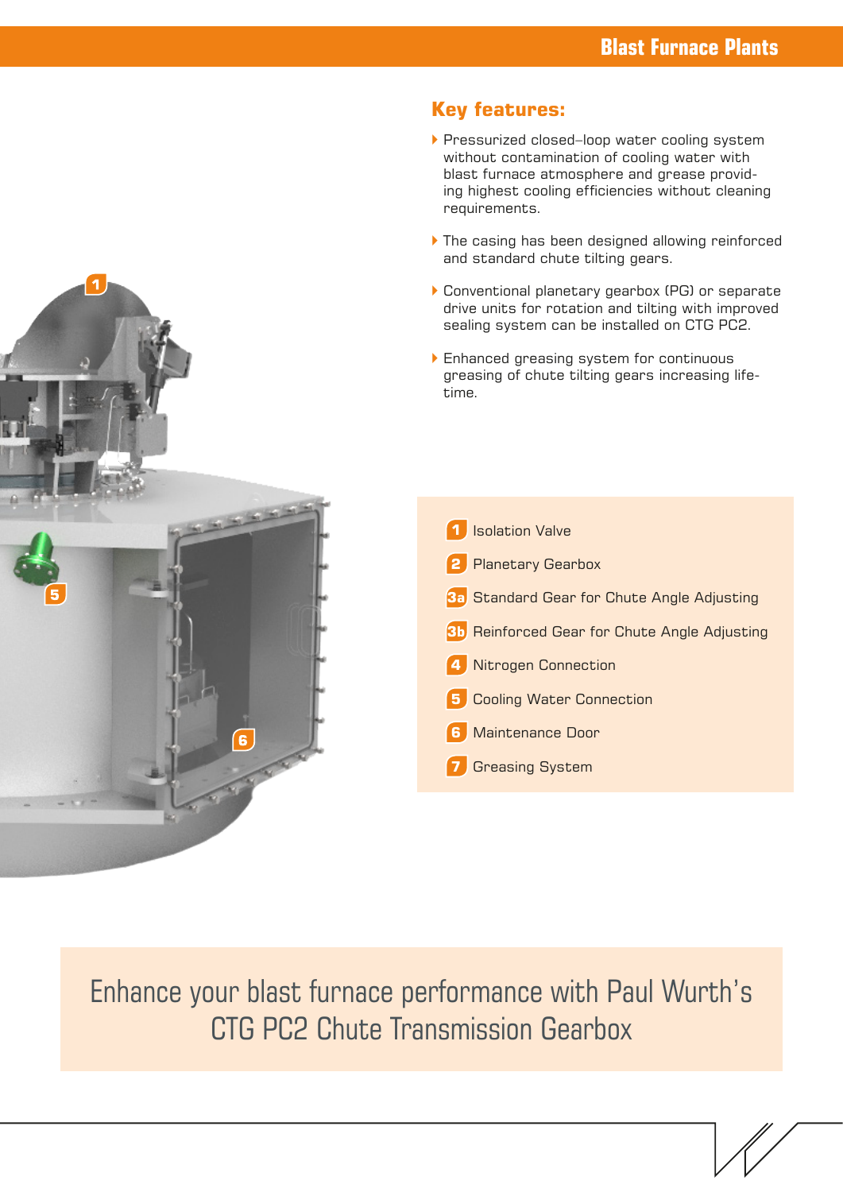## Key features:

- Pressurized closed–loop water cooling system without contamination of cooling water with blast furnace atmosphere and grease providing highest cooling efficiencies without cleaning requirements.
- The casing has been designed allowing reinforced and standard chute tilting gears.
- Conventional planetary gearbox (PG) or separate drive units for rotation and tilting with improved sealing system can be installed on CTG PC2.
- Enhanced greasing system for continuous greasing of chute tilting gears increasing lifetime.

1. Isolation Valve
2. Planetary Gearbox

3a. Standard Gear for Chute Angle Adjusting

3b. Reinforced Gear for Chute Angle Adjusting

4. Nitrogen Connection
5. Cooling Water Connection
6. Maintenance Door
7. Greasing System

Enhance your blast furnace performance with Paul Wurth's CTG PC2 Chute Transmission Gearbox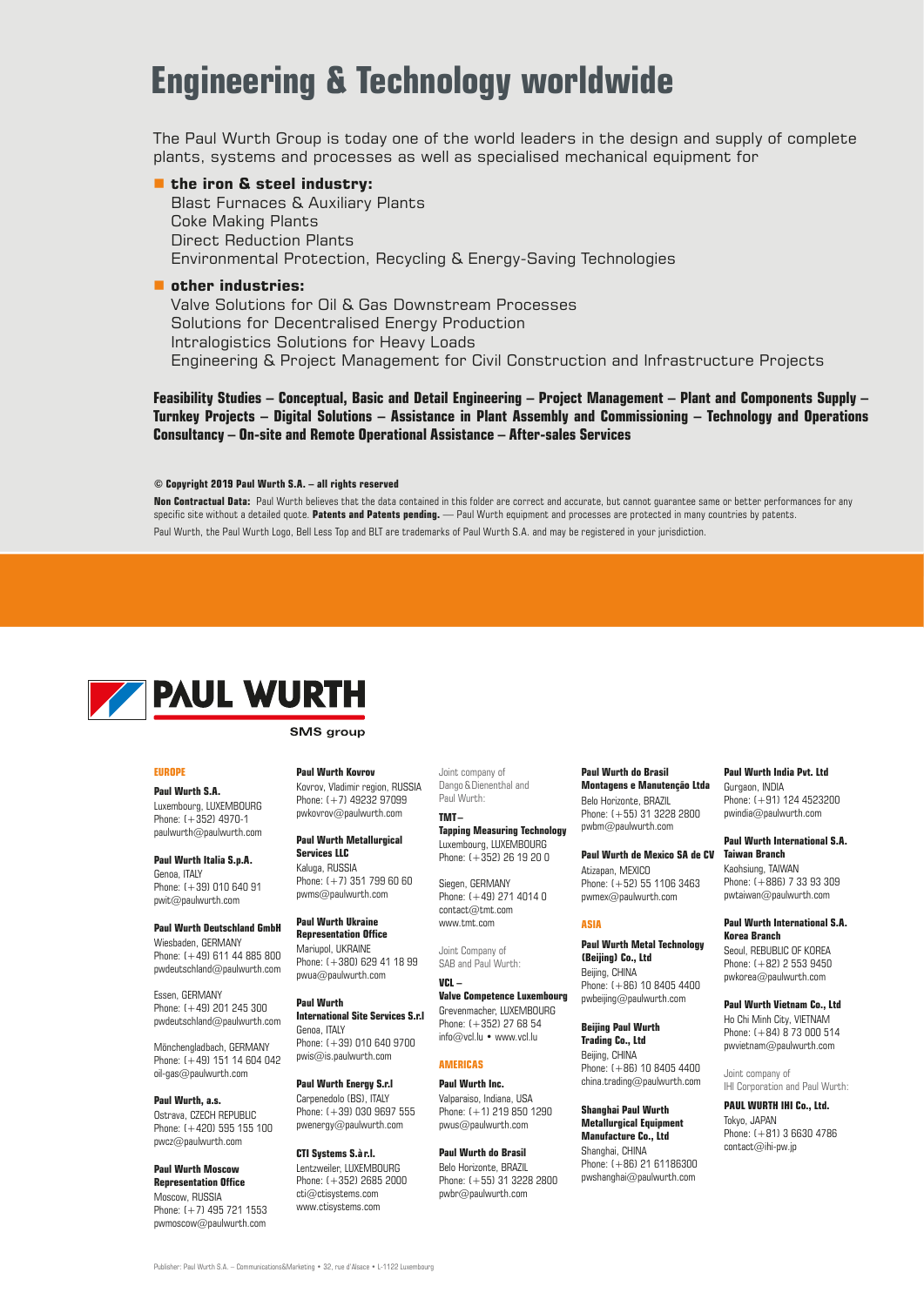# Engineering & Technology worldwide

The Paul Wurth Group is today one of the world leaders in the design and supply of complete plants, systems and processes as well as specialised mechanical equipment for

- **the iron & steel industry:**
  Blast Furnaces & Auxiliary Plants
  Coke Making Plants
  Direct Reduction Plants
  Environmental Protection, Recycling & Energy-Saving Technologies

- **other industries:**
  Valve Solutions for Oil & Gas Downstream Processes
  Solutions for Decentralised Energy Production
  Intralogistics Solutions for Heavy Loads
  Engineering & Project Management for Civil Construction and Infrastructure Projects

**Feasibility Studies – Conceptual, Basic and Detail Engineering – Project Management – Plant and Components Supply – Turnkey Projects – Digital Solutions – Assistance in Plant Assembly and Commissioning – Technology and Operations Consultancy – On-site and Remote Operational Assistance – After-sales Services**

**© Copyright 2019 Paul Wurth S.A. – all rights reserved**

**Non Contractual Data:** Paul Wurth believes that the data contained in this folder are correct and accurate, but cannot guarantee same or better performances for any specific site without a detailed quote. **Patents and Patents pending.** — Paul Wurth equipment and processes are protected in many countries by patents.

Paul Wurth, the Paul Wurth Logo, Bell Less Top and BLT are trademarks of Paul Wurth S.A. and may be registered in your jurisdiction.

PAUL WURTH
SMS group

## EUROPE

**Paul Wurth S.A.**
Luxembourg, LUXEMBOURG
Phone: (+352) 4970-1
paulwurth@paulwurth.com

**Paul Wurth Italia S.p.A.**
Genoa, ITALY
Phone: (+39) 010 640 91
pwit@paulwurth.com

**Paul Wurth Deutschland GmbH**
Wiesbaden, GERMANY
Phone: (+49) 611 44 885 800
pwdeutschland@paulwurth.com

Essen, GERMANY
Phone: (+49) 201 245 300
pwdeutschland@paulwurth.com

Mönchengladbach, GERMANY
Phone: (+49) 151 14 604 042
oil-gas@paulwurth.com

**Paul Wurth, a.s.**
Ostrava, CZECH REPUBLIC
Phone: (+420) 595 155 100
pwcz@paulwurth.com

**Paul Wurth Moscow Representation Office**
Moscow, RUSSIA
Phone: (+7) 495 721 1553
pwmoscow@paulwurth.com

**Paul Wurth Kovrov**
Kovrov, Vladimir region, RUSSIA
Phone: (+7) 49232 97099
pwkovrov@paulwurth.com

**Paul Wurth Metallurgical Services LLC**
Kaluga, RUSSIA
Phone: (+7) 351 799 60 60
pwms@paulwurth.com

**Paul Wurth Ukraine Representation Office**
Mariupol, UKRAINE
Phone: (+380) 629 41 18 99
pwua@paulwurth.com

**Paul Wurth International Site Services S.r.l**
Genoa, ITALY
Phone: (+39) 010 640 9700
pwis@is.paulwurth.com

**Paul Wurth Energy S.r.l**
Carpenedolo (BS), ITALY
Phone: (+39) 030 9697 555
pwenergy@paulwurth.com

**CTI Systems S.à r.l.**
Lentzweiler, LUXEMBOURG
Phone: (+352) 2685 2000
cti@ctisystems.com
www.ctisystems.com

Joint company of Dango & Dienenthal and Paul Wurth:

**TMT – Tapping Measuring Technology**
Luxembourg, LUXEMBOURG
Phone: (+352) 26 19 20 0

Siegen, GERMANY
Phone: (+49) 271 4014 0
contact@tmt.com
www.tmt.com

Joint Company of SAB and Paul Wurth:

**VCL – Valve Competence Luxembourg**
Grevenmacher, LUXEMBOURG
Phone: (+352) 27 68 54
info@vcl.lu • www.vcl.lu

## AMERICAS

**Paul Wurth Inc.**
Valparaiso, Indiana, USA
Phone: (+1) 219 850 1290
pwus@paulwurth.com

**Paul Wurth do Brasil**
Belo Horizonte, BRAZIL
Phone: (+55) 31 3228 2800
pwbr@paulwurth.com

**Paul Wurth do Brasil Montagens e Manutenção Ltda**
Belo Horizonte, BRAZIL
Phone: (+55) 31 3228 2800
pwbm@paulwurth.com

**Paul Wurth de Mexico SA de CV**
Atizapan, MEXICO
Phone: (+52) 55 1106 3463
pwmex@paulwurth.com

## ASIA

**Paul Wurth Metal Technology (Beijing) Co., Ltd**
Beijing, CHINA
Phone: (+86) 10 8405 4400
pwbeijing@paulwurth.com

**Beijing Paul Wurth Trading Co., Ltd**
Beijing, CHINA
Phone: (+86) 10 8405 4400
china.trading@paulwurth.com

**Shanghai Paul Wurth Metallurgical Equipment Manufacture Co., Ltd**
Shanghai, CHINA
Phone: (+86) 21 61186300
pwshanghai@paulwurth.com

**Paul Wurth India Pvt. Ltd**
Gurgaon, INDIA
Phone: (+91) 124 4523200
pwindia@paulwurth.com

**Paul Wurth International S.A. Taiwan Branch**
Kaohsiung, TAIWAN
Phone: (+886) 7 33 93 309
pwtaiwan@paulwurth.com

**Paul Wurth International S.A. Korea Branch**
Seoul, REBUBLIC OF KOREA
Phone: (+82) 2 553 9450
pwkorea@paulwurth.com

**Paul Wurth Vietnam Co., Ltd**
Ho Chi Minh City, VIETNAM
Phone: (+84) 8 73 000 514
pwvietnam@paulwurth.com

Joint company of IHI Corporation and Paul Wurth:

**PAUL WURTH IHI Co., Ltd.**
Tokyo, JAPAN
Phone: (+81) 3 6630 4786
contact@ihi-pw.jp

Publisher: Paul Wurth S.A. – Communications&Marketing • 32, rue d'Alsace • L-1122 Luxembourg